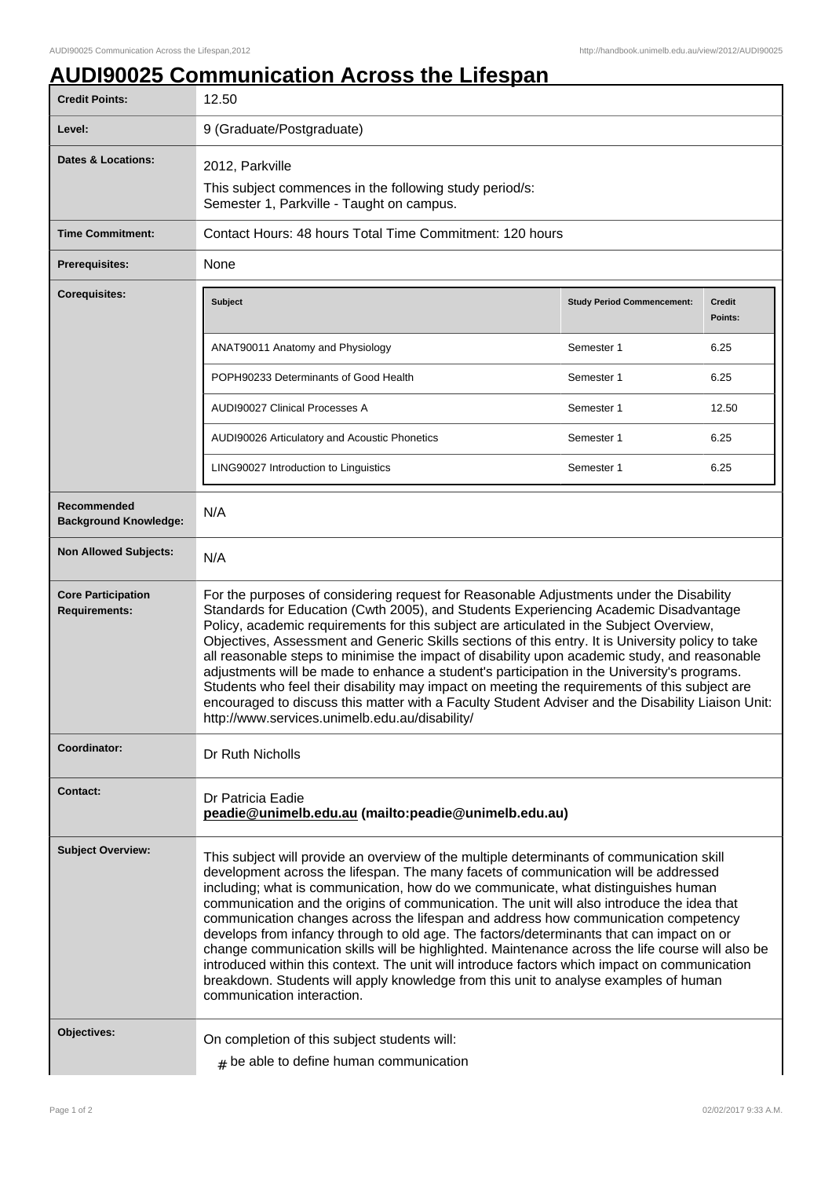# AUDI90025 Communication Across the Lifespan

| | |
|---|---|
| **Credit Points:** | 12.50 |
| **Level:** | 9 (Graduate/Postgraduate) |
| **Dates & Locations:** | 2012, Parkville<br>This subject commences in the following study period/s:<br>Semester 1, Parkville - Taught on campus. |
| **Time Commitment:** | Contact Hours: 48 hours Total Time Commitment: 120 hours |
| **Prerequisites:** | None |
| **Corequisites:** | See table below |
| **Recommended Background Knowledge:** | N/A |
| **Non Allowed Subjects:** | N/A |
| **Core Participation Requirements:** | For the purposes of considering request for Reasonable Adjustments under the Disability Standards for Education (Cwth 2005), and Students Experiencing Academic Disadvantage Policy, academic requirements for this subject are articulated in the Subject Overview, Objectives, Assessment and Generic Skills sections of this entry. It is University policy to take all reasonable steps to minimise the impact of disability upon academic study, and reasonable adjustments will be made to enhance a student's participation in the University's programs. Students who feel their disability may impact on meeting the requirements of this subject are encouraged to discuss this matter with a Faculty Student Adviser and the Disability Liaison Unit: http://www.services.unimelb.edu.au/disability/ |
| **Coordinator:** | Dr Ruth Nicholls |
| **Contact:** | Dr Patricia Eadie<br>**peadie@unimelb.edu.au (mailto:peadie@unimelb.edu.au)** |
| **Subject Overview:** | This subject will provide an overview of the multiple determinants of communication skill development across the lifespan. The many facets of communication will be addressed including; what is communication, how do we communicate, what distinguishes human communication and the origins of communication. The unit will also introduce the idea that communication changes across the lifespan and address how communication competency develops from infancy through to old age. The factors/determinants that can impact on or change communication skills will be highlighted. Maintenance across the life course will also be introduced within this context. The unit will introduce factors which impact on communication breakdown. Students will apply knowledge from this unit to analyse examples of human communication interaction. |
| **Objectives:** | On completion of this subject students will:<br># be able to define human communication |

**Corequisites:**

| Subject | Study Period Commencement: | Credit Points: |
|---|---|---|
| ANAT90011 Anatomy and Physiology | Semester 1 | 6.25 |
| POPH90233 Determinants of Good Health | Semester 1 | 6.25 |
| AUDI90027 Clinical Processes A | Semester 1 | 12.50 |
| AUDI90026 Articulatory and Acoustic Phonetics | Semester 1 | 6.25 |
| LING90027 Introduction to Linguistics | Semester 1 | 6.25 |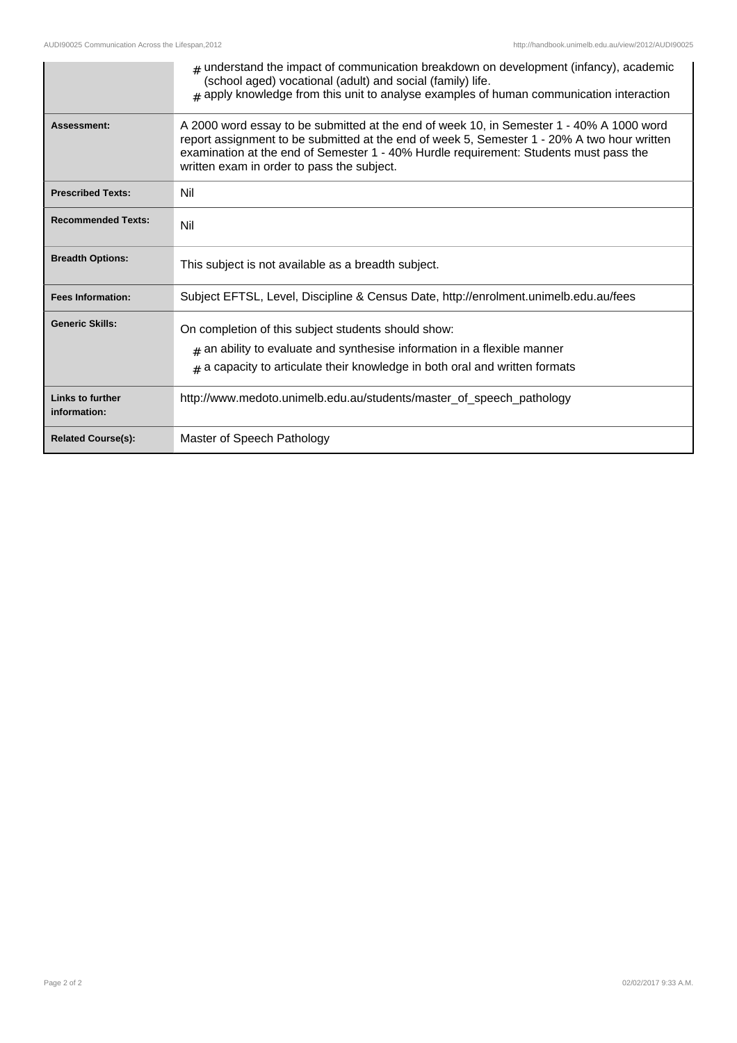| | |
|---|---|
| | # understand the impact of communication breakdown on development (infancy), academic (school aged) vocational (adult) and social (family) life.<br># apply knowledge from this unit to analyse examples of human communication interaction |
| **Assessment:** | A 2000 word essay to be submitted at the end of week 10, in Semester 1 - 40% A 1000 word report assignment to be submitted at the end of week 5, Semester 1 - 20% A two hour written examination at the end of Semester 1 - 40% Hurdle requirement: Students must pass the written exam in order to pass the subject. |
| **Prescribed Texts:** | Nil |
| **Recommended Texts:** | Nil |
| **Breadth Options:** | This subject is not available as a breadth subject. |
| **Fees Information:** | Subject EFTSL, Level, Discipline & Census Date, http://enrolment.unimelb.edu.au/fees |
| **Generic Skills:** | On completion of this subject students should show:<br># an ability to evaluate and synthesise information in a flexible manner<br># a capacity to articulate their knowledge in both oral and written formats |
| **Links to further information:** | http://www.medoto.unimelb.edu.au/students/master_of_speech_pathology |
| **Related Course(s):** | Master of Speech Pathology |